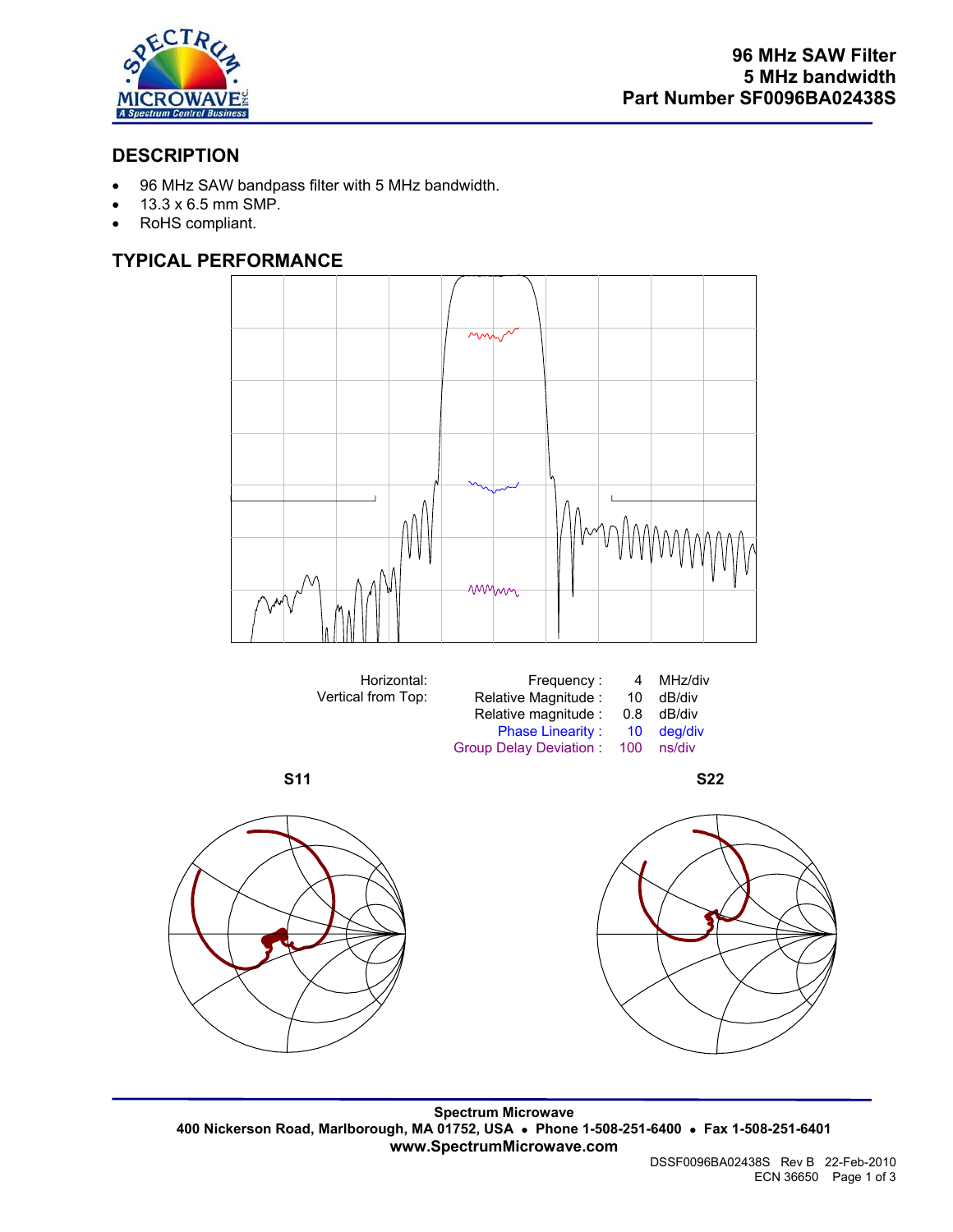# 96 MHz SAW Filter
# 5 MHz bandwidth
# Part Number SF0096BA02438S

## DESCRIPTION

- 96 MHz SAW bandpass filter with 5 MHz bandwidth.
- 13.3 x 6.5 mm SMP.
- RoHS compliant.

## TYPICAL PERFORMANCE

| | | | |
|---|---|---|---|
| Horizontal: | Frequency : | 4 | MHz/div |
| Vertical from Top: | Relative Magnitude : | 10 | dB/div |
| | Relative magnitude : | 0.8 | dB/div |
| | Phase Linearity : | 10 | deg/div |
| | Group Delay Deviation : | 100 | ns/div |

**S11**

**S22**

**Spectrum Microwave**
**400 Nickerson Road, Marlborough, MA 01752, USA • Phone 1-508-251-6400 • Fax 1-508-251-6401**
**www.SpectrumMicrowave.com**

DSSF0096BA02438S Rev B 22-Feb-2010
ECN 36650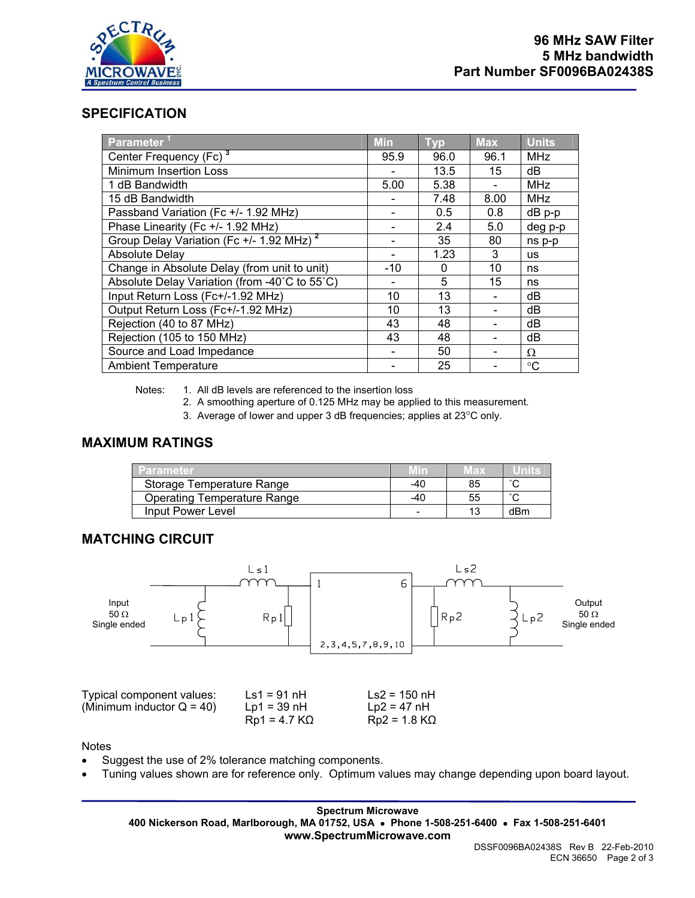**96 MHz SAW Filter**
**5 MHz bandwidth**
**Part Number SF0096BA02438S**

## SPECIFICATION

| Parameter [1] | Min | Typ | Max | Units |
|---|---|---|---|---|
| Center Frequency (Fc) [3] | 95.9 | 96.0 | 96.1 | MHz |
| Minimum Insertion Loss | - | 13.5 | 15 | dB |
| 1 dB Bandwidth | 5.00 | 5.38 | - | MHz |
| 15 dB Bandwidth | - | 7.48 | 8.00 | MHz |
| Passband Variation (Fc +/- 1.92 MHz) | - | 0.5 | 0.8 | dB p-p |
| Phase Linearity (Fc +/- 1.92 MHz) | - | 2.4 | 5.0 | deg p-p |
| Group Delay Variation (Fc +/- 1.92 MHz) [2] | - | 35 | 80 | ns p-p |
| Absolute Delay | - | 1.23 | 3 | us |
| Change in Absolute Delay (from unit to unit) | -10 | 0 | 10 | ns |
| Absolute Delay Variation (from -40˚C to 55˚C) | - | 5 | 15 | ns |
| Input Return Loss (Fc+/-1.92 MHz) | 10 | 13 | - | dB |
| Output Return Loss (Fc+/-1.92 MHz) | 10 | 13 | - | dB |
| Rejection (40 to 87 MHz) | 43 | 48 | - | dB |
| Rejection (105 to 150 MHz) | 43 | 48 | - | dB |
| Source and Load Impedance | - | 50 | - | Ω |
| Ambient Temperature | - | 25 | - | °C |

Notes:
1. All dB levels are referenced to the insertion loss
2. A smoothing aperture of 0.125 MHz may be applied to this measurement.
3. Average of lower and upper 3 dB frequencies; applies at 23°C only.

## MAXIMUM RATINGS

| Parameter | Min | Max | Units |
|---|---|---|---|
| Storage Temperature Range | -40 | 85 | ˚C |
| Operating Temperature Range | -40 | 55 | ˚C |
| Input Power Level | - | 13 | dBm |

## MATCHING CIRCUIT

Input 50 Ω Single ended — Lp1, Ls1, Rp1 — pins 1 / 6 (ground: 2,3,4,5,7,8,9,10) — Rp2, Ls2, Lp2 — Output 50 Ω Single ended

Typical component values: (Minimum inductor Q = 40)

| | |
|---|---|
| Ls1 = 91 nH | Ls2 = 150 nH |
| Lp1 = 39 nH | Lp2 = 47 nH |
| Rp1 = 4.7 KΩ | Rp2 = 1.8 KΩ |

Notes
- Suggest the use of 2% tolerance matching components.
- Tuning values shown are for reference only. Optimum values may change depending upon board layout.

**Spectrum Microwave**
**400 Nickerson Road, Marlborough, MA 01752, USA • Phone 1-508-251-6400 • Fax 1-508-251-6401**
**www.SpectrumMicrowave.com**

DSSF0096BA02438S Rev B 22-Feb-2010
ECN 36650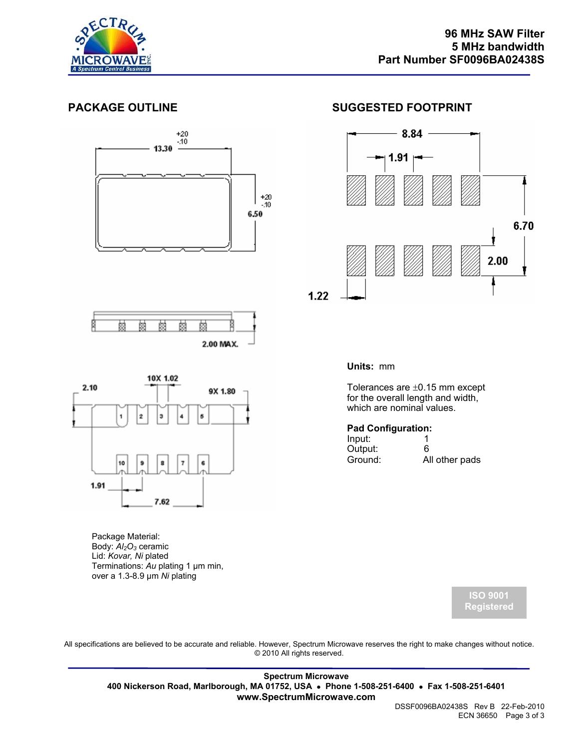# 96 MHz SAW Filter
# 5 MHz bandwidth
# Part Number SF0096BA02438S

## PACKAGE OUTLINE

13.30 +20 -10

6.50 +20 -10

2.00 MAX.

10X 1.02

2.10

9X 1.80

1 2 3 4 5

10 9 8 7 6

1.91

7.62

Package Material:
Body: $Al_2O_3$ ceramic
Lid: *Kovar, Ni* plated
Terminations: *Au* plating 1 µm min, over a 1.3-8.9 µm *Ni* plating

## SUGGESTED FOOTPRINT

8.84

1.91

6.70

2.00

1.22

**Units:** mm

Tolerances are ±0.15 mm except for the overall length and width, which are nominal values.

**Pad Configuration:**

| | |
|---|---|
| Input: | 1 |
| Output: | 6 |
| Ground: | All other pads |

ISO 9001 Registered

All specifications are believed to be accurate and reliable. However, Spectrum Microwave reserves the right to make changes without notice. © 2010 All rights reserved.

**Spectrum Microwave**
**400 Nickerson Road, Marlborough, MA 01752, USA • Phone 1-508-251-6400 • Fax 1-508-251-6401**
**www.SpectrumMicrowave.com**

DSSF0096BA02438S Rev B 22-Feb-2010
ECN 36650